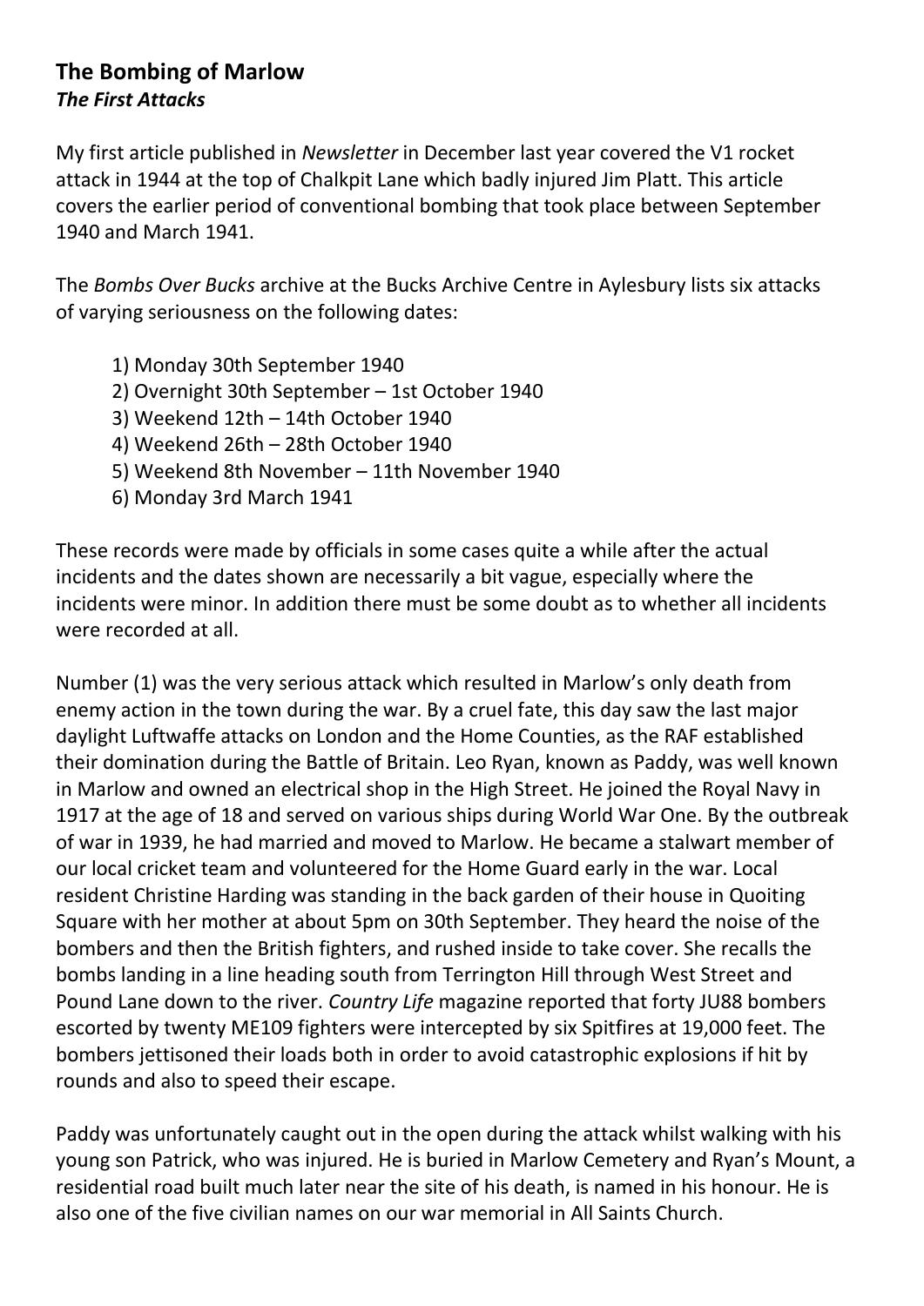## The Bombing of Marlow

***The First Attacks***

My first article published in *Newsletter* in December last year covered the V1 rocket attack in 1944 at the top of Chalkpit Lane which badly injured Jim Platt. This article covers the earlier period of conventional bombing that took place between September 1940 and March 1941.

The *Bombs Over Bucks* archive at the Bucks Archive Centre in Aylesbury lists six attacks of varying seriousness on the following dates:

1) Monday 30th September 1940
2) Overnight 30th September – 1st October 1940
3) Weekend 12th – 14th October 1940
4) Weekend 26th – 28th October 1940
5) Weekend 8th November – 11th November 1940
6) Monday 3rd March 1941

These records were made by officials in some cases quite a while after the actual incidents and the dates shown are necessarily a bit vague, especially where the incidents were minor. In addition there must be some doubt as to whether all incidents were recorded at all.

Number (1) was the very serious attack which resulted in Marlow's only death from enemy action in the town during the war. By a cruel fate, this day saw the last major daylight Luftwaffe attacks on London and the Home Counties, as the RAF established their domination during the Battle of Britain. Leo Ryan, known as Paddy, was well known in Marlow and owned an electrical shop in the High Street. He joined the Royal Navy in 1917 at the age of 18 and served on various ships during World War One. By the outbreak of war in 1939, he had married and moved to Marlow. He became a stalwart member of our local cricket team and volunteered for the Home Guard early in the war. Local resident Christine Harding was standing in the back garden of their house in Quoiting Square with her mother at about 5pm on 30th September. They heard the noise of the bombers and then the British fighters, and rushed inside to take cover. She recalls the bombs landing in a line heading south from Terrington Hill through West Street and Pound Lane down to the river. *Country Life* magazine reported that forty JU88 bombers escorted by twenty ME109 fighters were intercepted by six Spitfires at 19,000 feet. The bombers jettisoned their loads both in order to avoid catastrophic explosions if hit by rounds and also to speed their escape.

Paddy was unfortunately caught out in the open during the attack whilst walking with his young son Patrick, who was injured. He is buried in Marlow Cemetery and Ryan's Mount, a residential road built much later near the site of his death, is named in his honour. He is also one of the five civilian names on our war memorial in All Saints Church.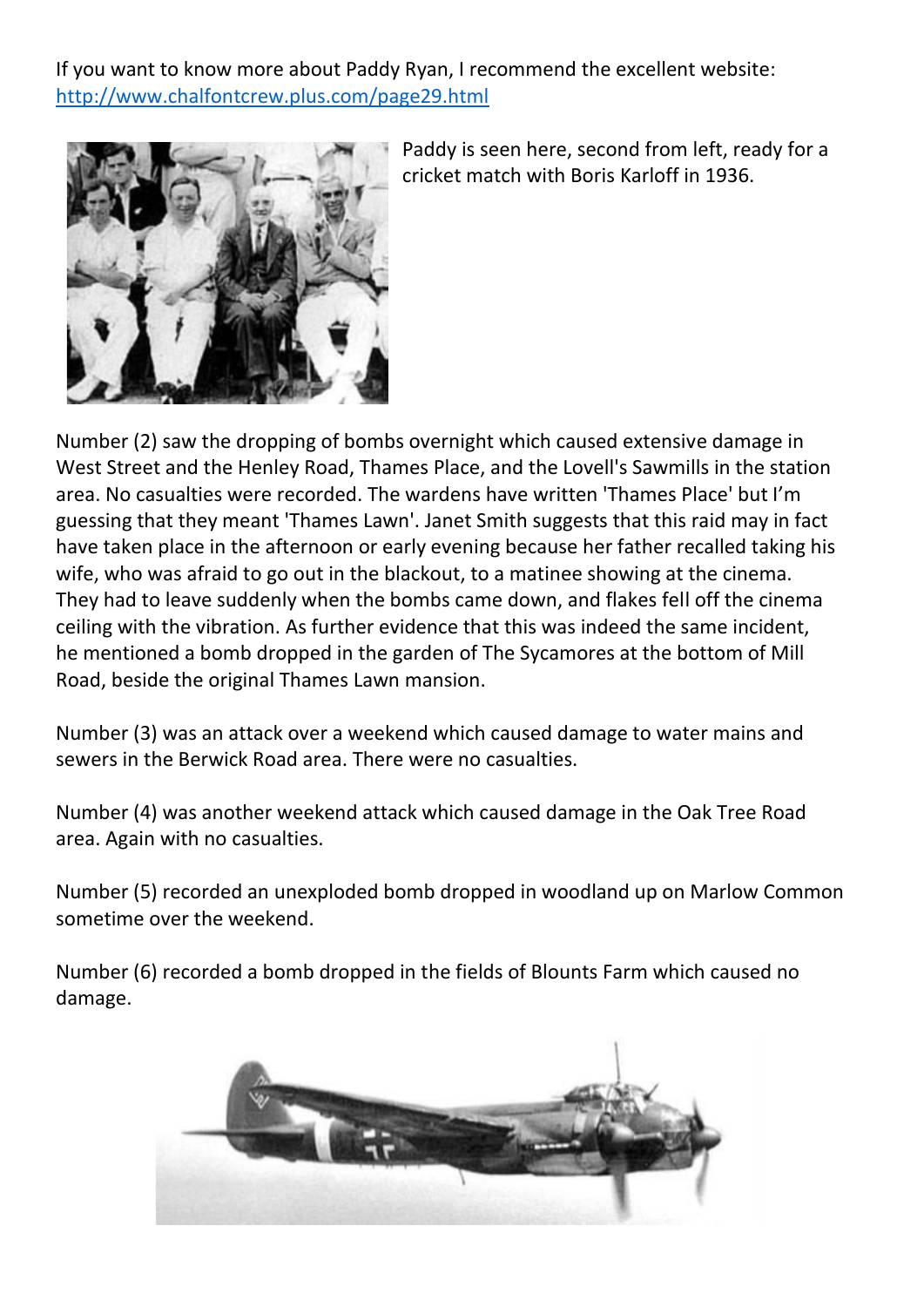If you want to know more about Paddy Ryan, I recommend the excellent website: [http://www.chalfontcrew.plus.com/page29.html](http://www.chalfontcrew.plus.com/page29.html)

Paddy is seen here, second from left, ready for a cricket match with Boris Karloff in 1936.

Number (2) saw the dropping of bombs overnight which caused extensive damage in West Street and the Henley Road, Thames Place, and the Lovell's Sawmills in the station area. No casualties were recorded. The wardens have written 'Thames Place' but I'm guessing that they meant 'Thames Lawn'. Janet Smith suggests that this raid may in fact have taken place in the afternoon or early evening because her father recalled taking his wife, who was afraid to go out in the blackout, to a matinee showing at the cinema. They had to leave suddenly when the bombs came down, and flakes fell off the cinema ceiling with the vibration. As further evidence that this was indeed the same incident, he mentioned a bomb dropped in the garden of The Sycamores at the bottom of Mill Road, beside the original Thames Lawn mansion.

Number (3) was an attack over a weekend which caused damage to water mains and sewers in the Berwick Road area. There were no casualties.

Number (4) was another weekend attack which caused damage in the Oak Tree Road area. Again with no casualties.

Number (5) recorded an unexploded bomb dropped in woodland up on Marlow Common sometime over the weekend.

Number (6) recorded a bomb dropped in the fields of Blounts Farm which caused no damage.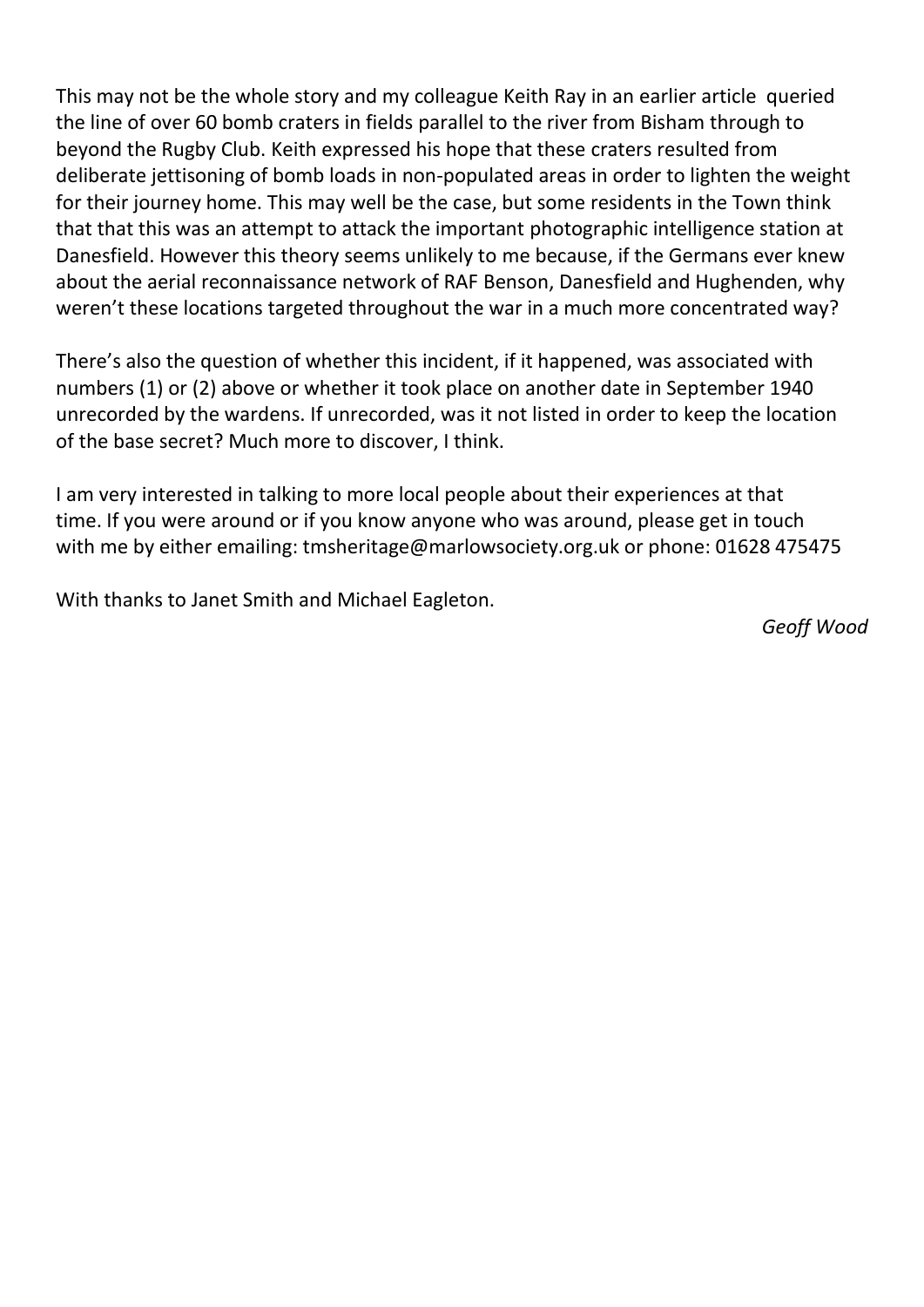This may not be the whole story and my colleague Keith Ray in an earlier article queried the line of over 60 bomb craters in fields parallel to the river from Bisham through to beyond the Rugby Club. Keith expressed his hope that these craters resulted from deliberate jettisoning of bomb loads in non-populated areas in order to lighten the weight for their journey home. This may well be the case, but some residents in the Town think that that this was an attempt to attack the important photographic intelligence station at Danesfield. However this theory seems unlikely to me because, if the Germans ever knew about the aerial reconnaissance network of RAF Benson, Danesfield and Hughenden, why weren't these locations targeted throughout the war in a much more concentrated way?

There's also the question of whether this incident, if it happened, was associated with numbers (1) or (2) above or whether it took place on another date in September 1940 unrecorded by the wardens. If unrecorded, was it not listed in order to keep the location of the base secret? Much more to discover, I think.

I am very interested in talking to more local people about their experiences at that time. If you were around or if you know anyone who was around, please get in touch with me by either emailing: tmsheritage@marlowsociety.org.uk or phone: 01628 475475

With thanks to Janet Smith and Michael Eagleton.

*Geoff Wood*